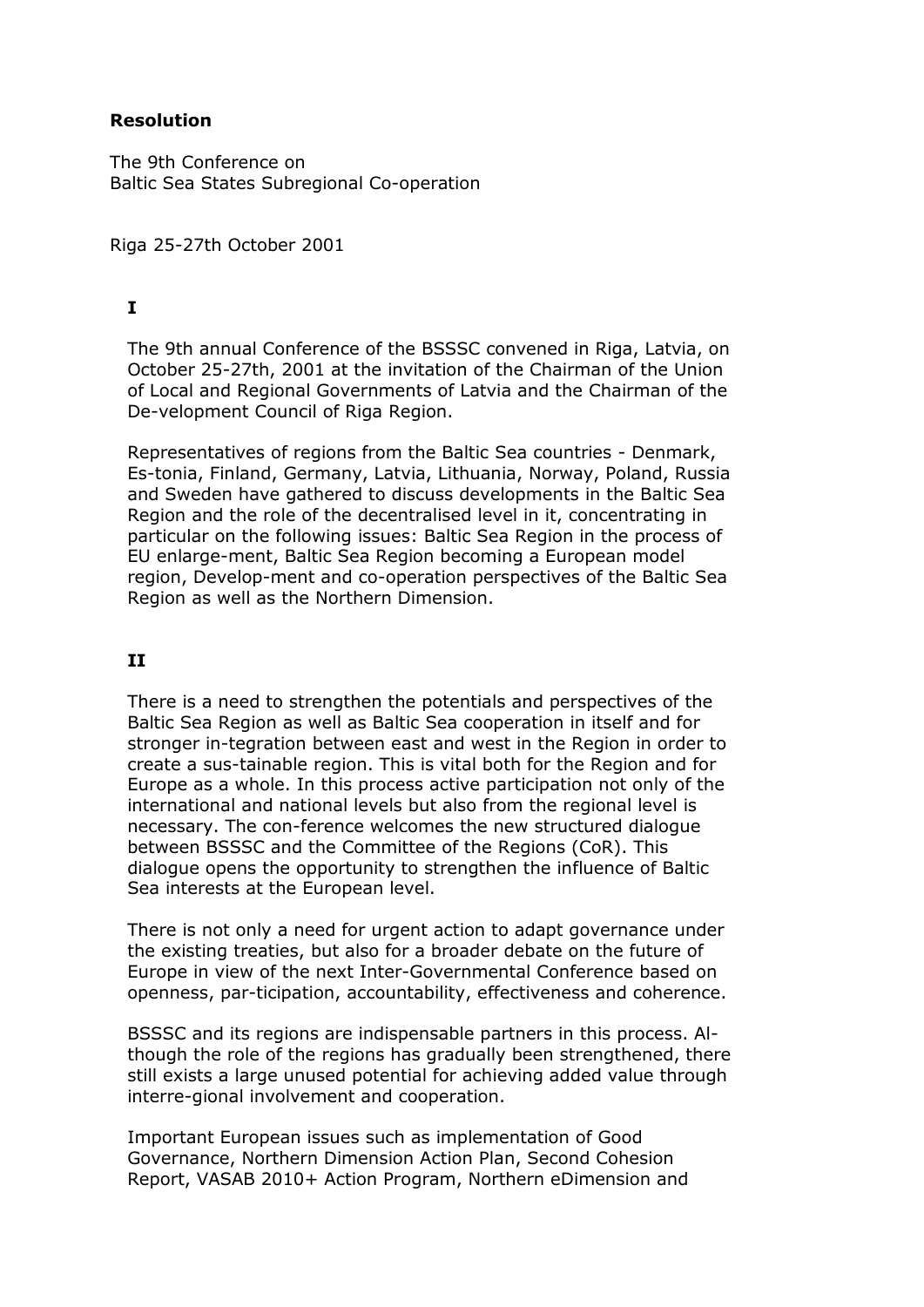**Resolution**

The 9th Conference on
Baltic Sea States Subregional Co-operation

Riga 25-27th October 2001

## I

The 9th annual Conference of the BSSSC convened in Riga, Latvia, on October 25-27th, 2001 at the invitation of the Chairman of the Union of Local and Regional Governments of Latvia and the Chairman of the De-velopment Council of Riga Region.

Representatives of regions from the Baltic Sea countries - Denmark, Es-tonia, Finland, Germany, Latvia, Lithuania, Norway, Poland, Russia and Sweden have gathered to discuss developments in the Baltic Sea Region and the role of the decentralised level in it, concentrating in particular on the following issues: Baltic Sea Region in the process of EU enlarge-ment, Baltic Sea Region becoming a European model region, Develop-ment and co-operation perspectives of the Baltic Sea Region as well as the Northern Dimension.

## II

There is a need to strengthen the potentials and perspectives of the Baltic Sea Region as well as Baltic Sea cooperation in itself and for stronger in-tegration between east and west in the Region in order to create a sus-tainable region. This is vital both for the Region and for Europe as a whole. In this process active participation not only of the international and national levels but also from the regional level is necessary. The con-ference welcomes the new structured dialogue between BSSSC and the Committee of the Regions (CoR). This dialogue opens the opportunity to strengthen the influence of Baltic Sea interests at the European level.

There is not only a need for urgent action to adapt governance under the existing treaties, but also for a broader debate on the future of Europe in view of the next Inter-Governmental Conference based on openness, par-ticipation, accountability, effectiveness and coherence.

BSSSC and its regions are indispensable partners in this process. Al-though the role of the regions has gradually been strengthened, there still exists a large unused potential for achieving added value through interre-gional involvement and cooperation.

Important European issues such as implementation of Good Governance, Northern Dimension Action Plan, Second Cohesion Report, VASAB 2010+ Action Program, Northern eDimension and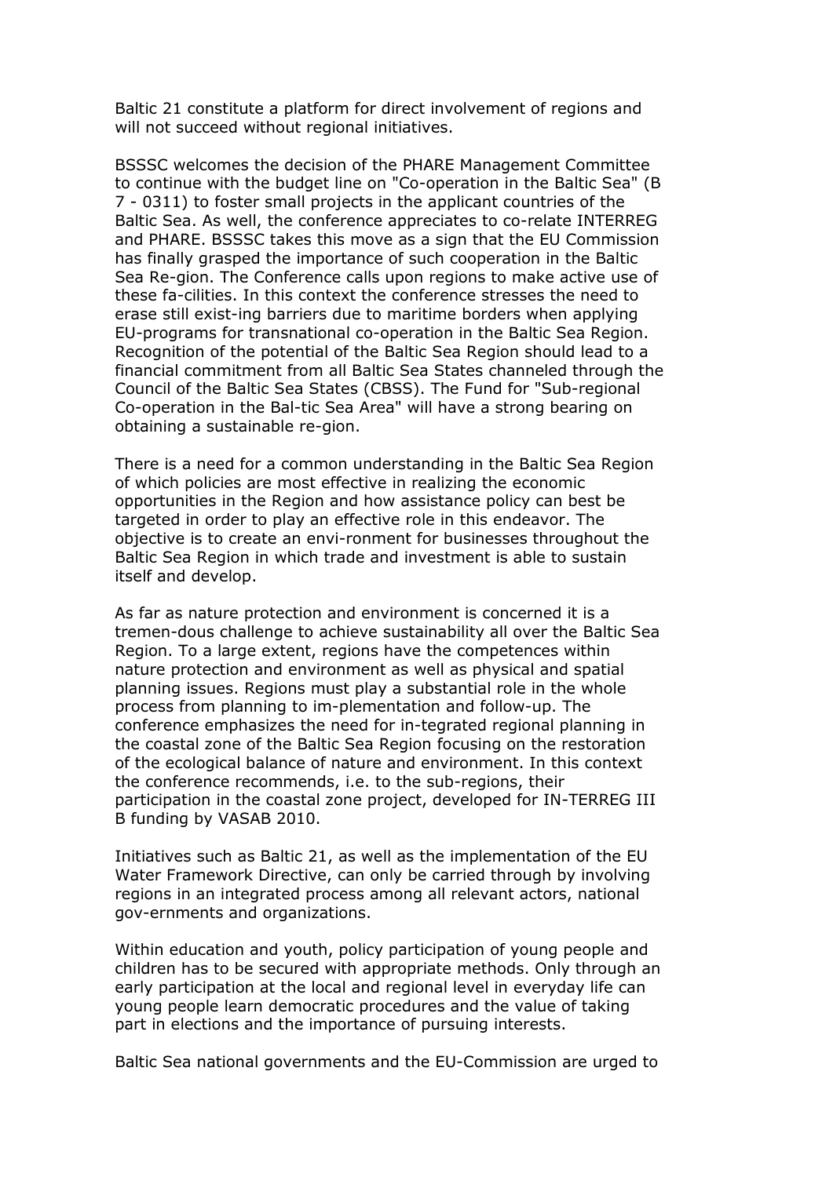Baltic 21 constitute a platform for direct involvement of regions and will not succeed without regional initiatives.

BSSSC welcomes the decision of the PHARE Management Committee to continue with the budget line on "Co-operation in the Baltic Sea" (B 7 - 0311) to foster small projects in the applicant countries of the Baltic Sea. As well, the conference appreciates to co-relate INTERREG and PHARE. BSSSC takes this move as a sign that the EU Commission has finally grasped the importance of such cooperation in the Baltic Sea Re-gion. The Conference calls upon regions to make active use of these fa-cilities. In this context the conference stresses the need to erase still exist-ing barriers due to maritime borders when applying EU-programs for transnational co-operation in the Baltic Sea Region. Recognition of the potential of the Baltic Sea Region should lead to a financial commitment from all Baltic Sea States channeled through the Council of the Baltic Sea States (CBSS). The Fund for "Sub-regional Co-operation in the Bal-tic Sea Area" will have a strong bearing on obtaining a sustainable re-gion.

There is a need for a common understanding in the Baltic Sea Region of which policies are most effective in realizing the economic opportunities in the Region and how assistance policy can best be targeted in order to play an effective role in this endeavor. The objective is to create an envi-ronment for businesses throughout the Baltic Sea Region in which trade and investment is able to sustain itself and develop.

As far as nature protection and environment is concerned it is a tremen-dous challenge to achieve sustainability all over the Baltic Sea Region. To a large extent, regions have the competences within nature protection and environment as well as physical and spatial planning issues. Regions must play a substantial role in the whole process from planning to im-plementation and follow-up. The conference emphasizes the need for in-tegrated regional planning in the coastal zone of the Baltic Sea Region focusing on the restoration of the ecological balance of nature and environment. In this context the conference recommends, i.e. to the sub-regions, their participation in the coastal zone project, developed for IN-TERREG III B funding by VASAB 2010.

Initiatives such as Baltic 21, as well as the implementation of the EU Water Framework Directive, can only be carried through by involving regions in an integrated process among all relevant actors, national gov-ernments and organizations.

Within education and youth, policy participation of young people and children has to be secured with appropriate methods. Only through an early participation at the local and regional level in everyday life can young people learn democratic procedures and the value of taking part in elections and the importance of pursuing interests.

Baltic Sea national governments and the EU-Commission are urged to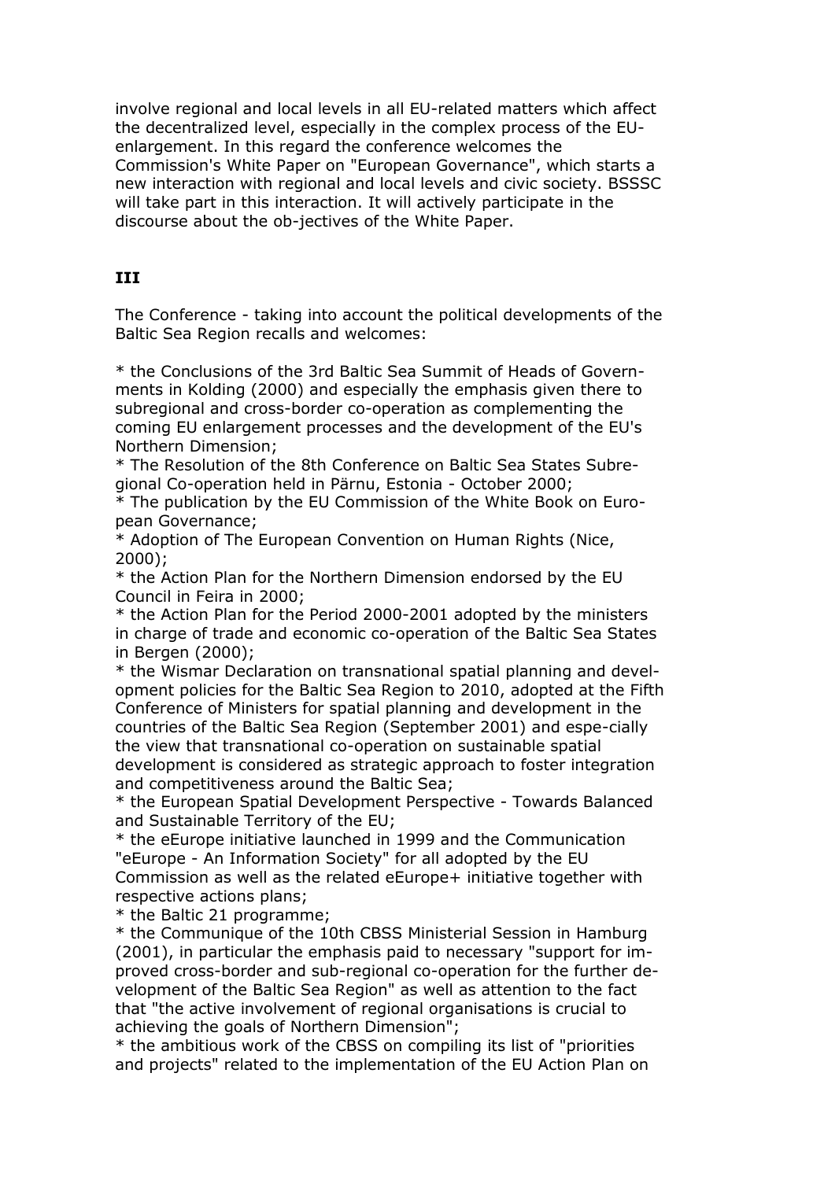involve regional and local levels in all EU-related matters which affect the decentralized level, especially in the complex process of the EU-enlargement. In this regard the conference welcomes the Commission's White Paper on "European Governance", which starts a new interaction with regional and local levels and civic society. BSSSC will take part in this interaction. It will actively participate in the discourse about the ob-jectives of the White Paper.

### III

The Conference - taking into account the political developments of the Baltic Sea Region recalls and welcomes:

* the Conclusions of the 3rd Baltic Sea Summit of Heads of Governments in Kolding (2000) and especially the emphasis given there to subregional and cross-border co-operation as complementing the coming EU enlargement processes and the development of the EU's Northern Dimension;
* The Resolution of the 8th Conference on Baltic Sea States Subregional Co-operation held in Pärnu, Estonia - October 2000;
* The publication by the EU Commission of the White Book on European Governance;
* Adoption of The European Convention on Human Rights (Nice, 2000);
* the Action Plan for the Northern Dimension endorsed by the EU Council in Feira in 2000;
* the Action Plan for the Period 2000-2001 adopted by the ministers in charge of trade and economic co-operation of the Baltic Sea States in Bergen (2000);
* the Wismar Declaration on transnational spatial planning and development policies for the Baltic Sea Region to 2010, adopted at the Fifth Conference of Ministers for spatial planning and development in the countries of the Baltic Sea Region (September 2001) and espe-cially the view that transnational co-operation on sustainable spatial development is considered as strategic approach to foster integration and competitiveness around the Baltic Sea;
* the European Spatial Development Perspective - Towards Balanced and Sustainable Territory of the EU;
* the eEurope initiative launched in 1999 and the Communication "eEurope - An Information Society" for all adopted by the EU Commission as well as the related eEurope+ initiative together with respective actions plans;
* the Baltic 21 programme;
* the Communique of the 10th CBSS Ministerial Session in Hamburg (2001), in particular the emphasis paid to necessary "support for improved cross-border and sub-regional co-operation for the further development of the Baltic Sea Region" as well as attention to the fact that "the active involvement of regional organisations is crucial to achieving the goals of Northern Dimension";
* the ambitious work of the CBSS on compiling its list of "priorities and projects" related to the implementation of the EU Action Plan on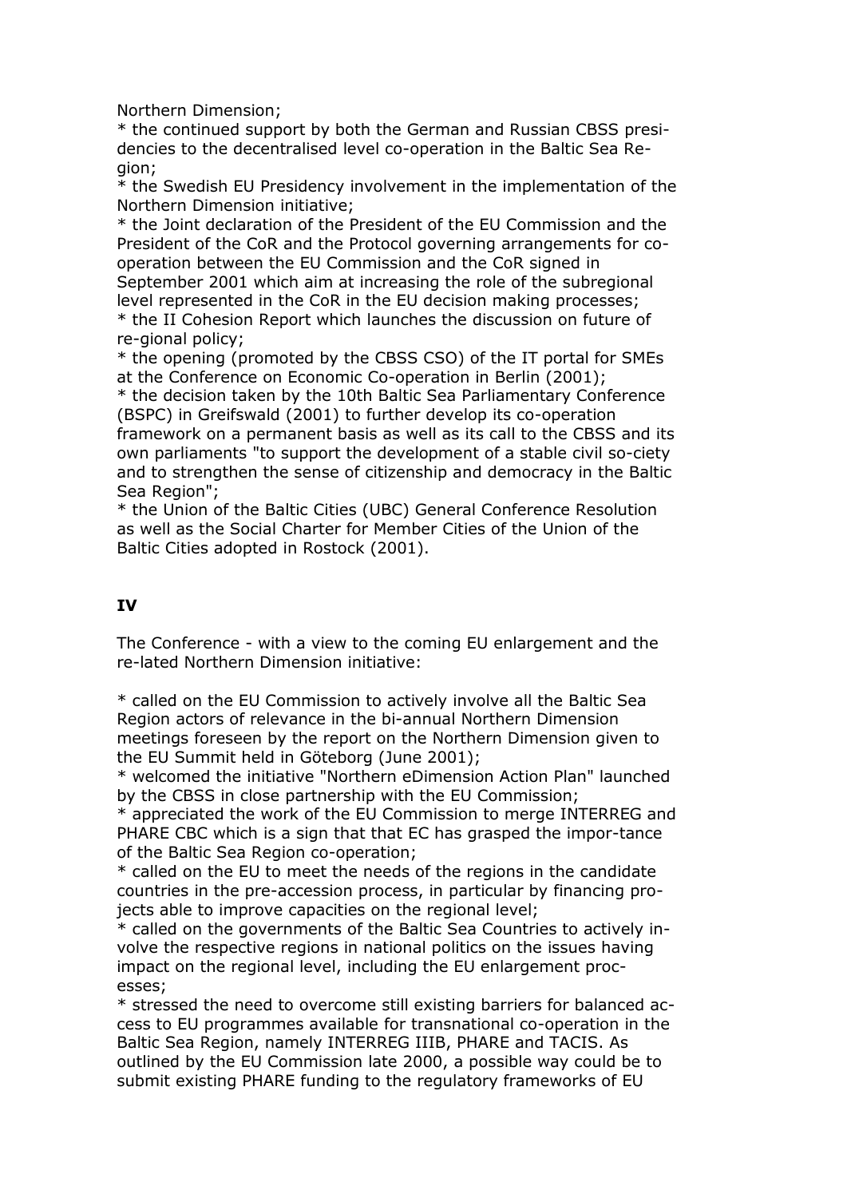Northern Dimension;

* the continued support by both the German and Russian CBSS presidencies to the decentralised level co-operation in the Baltic Sea Region;
* the Swedish EU Presidency involvement in the implementation of the Northern Dimension initiative;
* the Joint declaration of the President of the EU Commission and the President of the CoR and the Protocol governing arrangements for co-operation between the EU Commission and the CoR signed in September 2001 which aim at increasing the role of the subregional level represented in the CoR in the EU decision making processes;
* the II Cohesion Report which launches the discussion on future of re-gional policy;
* the opening (promoted by the CBSS CSO) of the IT portal for SMEs at the Conference on Economic Co-operation in Berlin (2001);
* the decision taken by the 10th Baltic Sea Parliamentary Conference (BSPC) in Greifswald (2001) to further develop its co-operation framework on a permanent basis as well as its call to the CBSS and its own parliaments "to support the development of a stable civil so-ciety and to strengthen the sense of citizenship and democracy in the Baltic Sea Region";
* the Union of the Baltic Cities (UBC) General Conference Resolution as well as the Social Charter for Member Cities of the Union of the Baltic Cities adopted in Rostock (2001).

**IV**

The Conference - with a view to the coming EU enlargement and the re-lated Northern Dimension initiative:

* called on the EU Commission to actively involve all the Baltic Sea Region actors of relevance in the bi-annual Northern Dimension meetings foreseen by the report on the Northern Dimension given to the EU Summit held in Göteborg (June 2001);
* welcomed the initiative "Northern eDimension Action Plan" launched by the CBSS in close partnership with the EU Commission;
* appreciated the work of the EU Commission to merge INTERREG and PHARE CBC which is a sign that that EC has grasped the impor-tance of the Baltic Sea Region co-operation;
* called on the EU to meet the needs of the regions in the candidate countries in the pre-accession process, in particular by financing pro-jects able to improve capacities on the regional level;
* called on the governments of the Baltic Sea Countries to actively in-volve the respective regions in national politics on the issues having impact on the regional level, including the EU enlargement proc-esses;
* stressed the need to overcome still existing barriers for balanced ac-cess to EU programmes available for transnational co-operation in the Baltic Sea Region, namely INTERREG IIIB, PHARE and TACIS. As outlined by the EU Commission late 2000, a possible way could be to submit existing PHARE funding to the regulatory frameworks of EU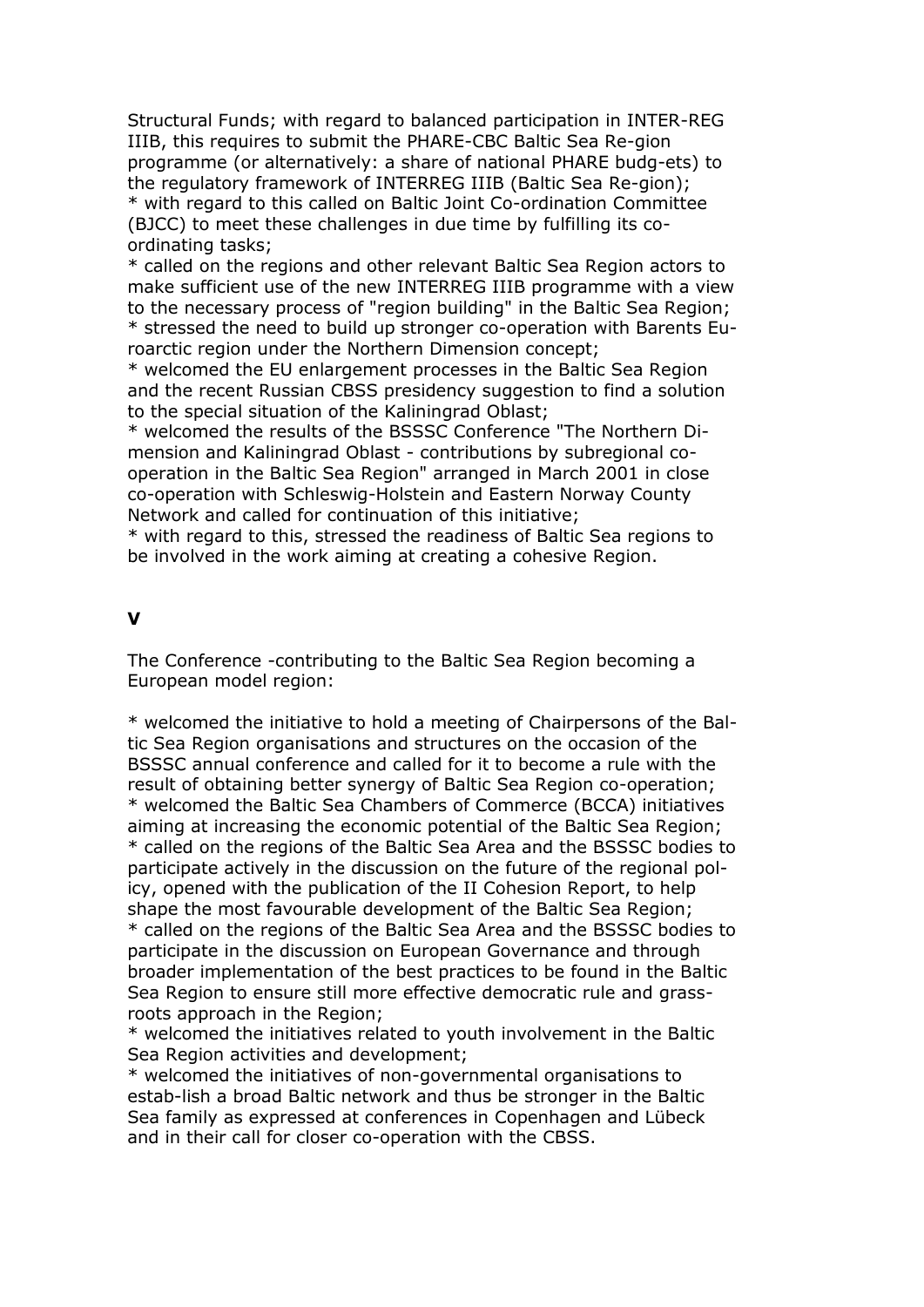Structural Funds; with regard to balanced participation in INTER-REG IIIB, this requires to submit the PHARE-CBC Baltic Sea Re-gion programme (or alternatively: a share of national PHARE budg-ets) to the regulatory framework of INTERREG IIIB (Baltic Sea Re-gion);
* with regard to this called on Baltic Joint Co-ordination Committee (BJCC) to meet these challenges in due time by fulfilling its co-ordinating tasks;
* called on the regions and other relevant Baltic Sea Region actors to make sufficient use of the new INTERREG IIIB programme with a view to the necessary process of "region building" in the Baltic Sea Region;
* stressed the need to build up stronger co-operation with Barents Eu-roarctic region under the Northern Dimension concept;
* welcomed the EU enlargement processes in the Baltic Sea Region and the recent Russian CBSS presidency suggestion to find a solution to the special situation of the Kaliningrad Oblast;
* welcomed the results of the BSSSC Conference "The Northern Di-mension and Kaliningrad Oblast - contributions by subregional co-operation in the Baltic Sea Region" arranged in March 2001 in close co-operation with Schleswig-Holstein and Eastern Norway County Network and called for continuation of this initiative;
* with regard to this, stressed the readiness of Baltic Sea regions to be involved in the work aiming at creating a cohesive Region.

## V

The Conference -contributing to the Baltic Sea Region becoming a European model region:

* welcomed the initiative to hold a meeting of Chairpersons of the Bal-tic Sea Region organisations and structures on the occasion of the BSSSC annual conference and called for it to become a rule with the result of obtaining better synergy of Baltic Sea Region co-operation;
* welcomed the Baltic Sea Chambers of Commerce (BCCA) initiatives aiming at increasing the economic potential of the Baltic Sea Region;
* called on the regions of the Baltic Sea Area and the BSSSC bodies to participate actively in the discussion on the future of the regional pol-icy, opened with the publication of the II Cohesion Report, to help shape the most favourable development of the Baltic Sea Region;
* called on the regions of the Baltic Sea Area and the BSSSC bodies to participate in the discussion on European Governance and through broader implementation of the best practices to be found in the Baltic Sea Region to ensure still more effective democratic rule and grass-roots approach in the Region;
* welcomed the initiatives related to youth involvement in the Baltic Sea Region activities and development;
* welcomed the initiatives of non-governmental organisations to estab-lish a broad Baltic network and thus be stronger in the Baltic Sea family as expressed at conferences in Copenhagen and Lübeck and in their call for closer co-operation with the CBSS.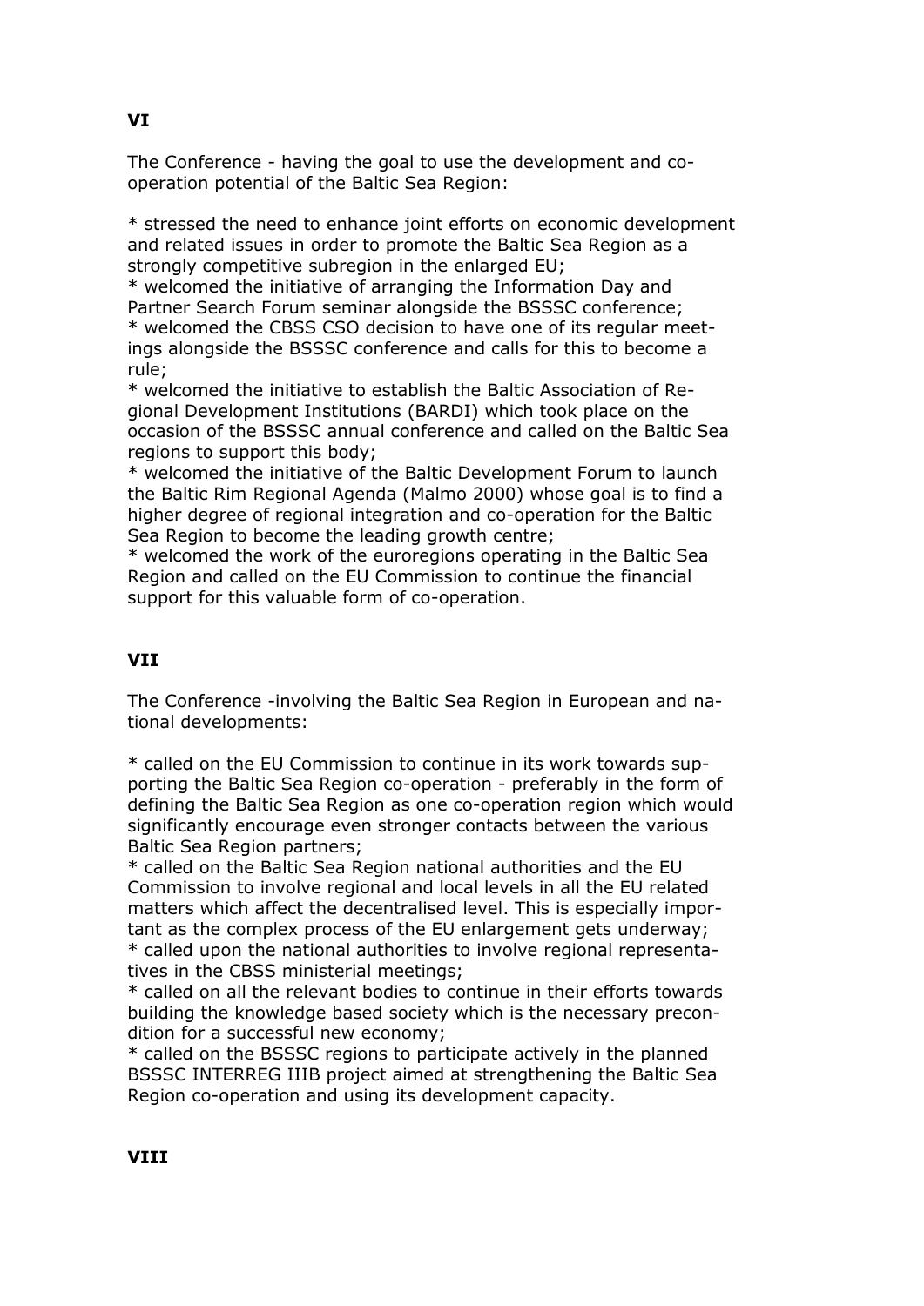**VI**

The Conference - having the goal to use the development and co-operation potential of the Baltic Sea Region:

* stressed the need to enhance joint efforts on economic development and related issues in order to promote the Baltic Sea Region as a strongly competitive subregion in the enlarged EU;
* welcomed the initiative of arranging the Information Day and Partner Search Forum seminar alongside the BSSSC conference;
* welcomed the CBSS CSO decision to have one of its regular meetings alongside the BSSSC conference and calls for this to become a rule;
* welcomed the initiative to establish the Baltic Association of Regional Development Institutions (BARDI) which took place on the occasion of the BSSSC annual conference and called on the Baltic Sea regions to support this body;
* welcomed the initiative of the Baltic Development Forum to launch the Baltic Rim Regional Agenda (Malmo 2000) whose goal is to find a higher degree of regional integration and co-operation for the Baltic Sea Region to become the leading growth centre;
* welcomed the work of the euroregions operating in the Baltic Sea Region and called on the EU Commission to continue the financial support for this valuable form of co-operation.

**VII**

The Conference -involving the Baltic Sea Region in European and national developments:

* called on the EU Commission to continue in its work towards supporting the Baltic Sea Region co-operation - preferably in the form of defining the Baltic Sea Region as one co-operation region which would significantly encourage even stronger contacts between the various Baltic Sea Region partners;
* called on the Baltic Sea Region national authorities and the EU Commission to involve regional and local levels in all the EU related matters which affect the decentralised level. This is especially important as the complex process of the EU enlargement gets underway;
* called upon the national authorities to involve regional representatives in the CBSS ministerial meetings;
* called on all the relevant bodies to continue in their efforts towards building the knowledge based society which is the necessary precondition for a successful new economy;
* called on the BSSSC regions to participate actively in the planned BSSSC INTERREG IIIB project aimed at strengthening the Baltic Sea Region co-operation and using its development capacity.

**VIII**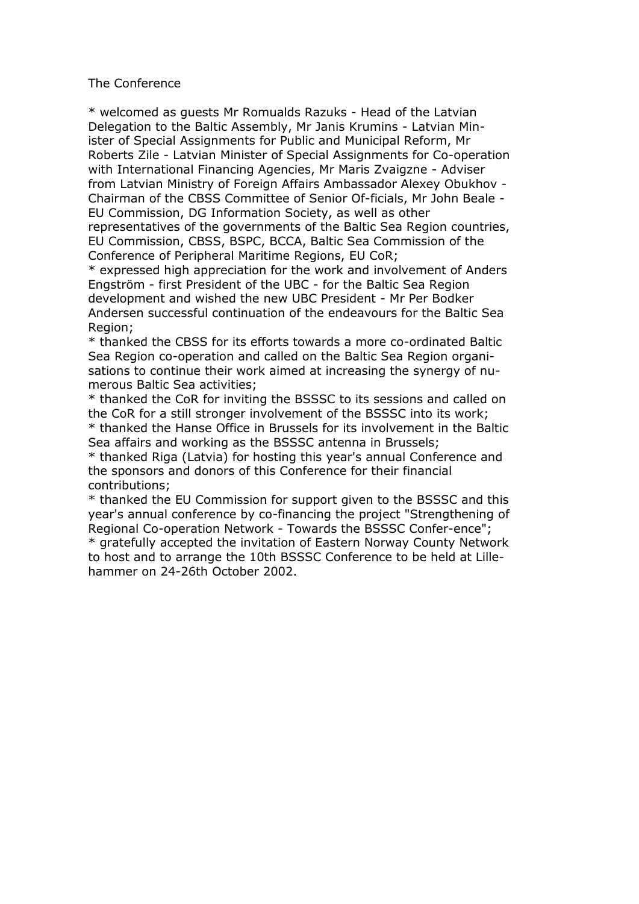The Conference

* welcomed as guests Mr Romualds Razuks - Head of the Latvian Delegation to the Baltic Assembly, Mr Janis Krumins - Latvian Minister of Special Assignments for Public and Municipal Reform, Mr Roberts Zile - Latvian Minister of Special Assignments for Co-operation with International Financing Agencies, Mr Maris Zvaigzne - Adviser from Latvian Ministry of Foreign Affairs Ambassador Alexey Obukhov - Chairman of the CBSS Committee of Senior Of-ficials, Mr John Beale - EU Commission, DG Information Society, as well as other representatives of the governments of the Baltic Sea Region countries, EU Commission, CBSS, BSPC, BCCA, Baltic Sea Commission of the Conference of Peripheral Maritime Regions, EU CoR;
* expressed high appreciation for the work and involvement of Anders Engström - first President of the UBC - for the Baltic Sea Region development and wished the new UBC President - Mr Per Bodker Andersen successful continuation of the endeavours for the Baltic Sea Region;
* thanked the CBSS for its efforts towards a more co-ordinated Baltic Sea Region co-operation and called on the Baltic Sea Region organisations to continue their work aimed at increasing the synergy of numerous Baltic Sea activities;
* thanked the CoR for inviting the BSSSC to its sessions and called on the CoR for a still stronger involvement of the BSSSC into its work;
* thanked the Hanse Office in Brussels for its involvement in the Baltic Sea affairs and working as the BSSSC antenna in Brussels;
* thanked Riga (Latvia) for hosting this year's annual Conference and the sponsors and donors of this Conference for their financial contributions;
* thanked the EU Commission for support given to the BSSSC and this year's annual conference by co-financing the project "Strengthening of Regional Co-operation Network - Towards the BSSSC Confer-ence";
* gratefully accepted the invitation of Eastern Norway County Network to host and to arrange the 10th BSSSC Conference to be held at Lillehammer on 24-26th October 2002.